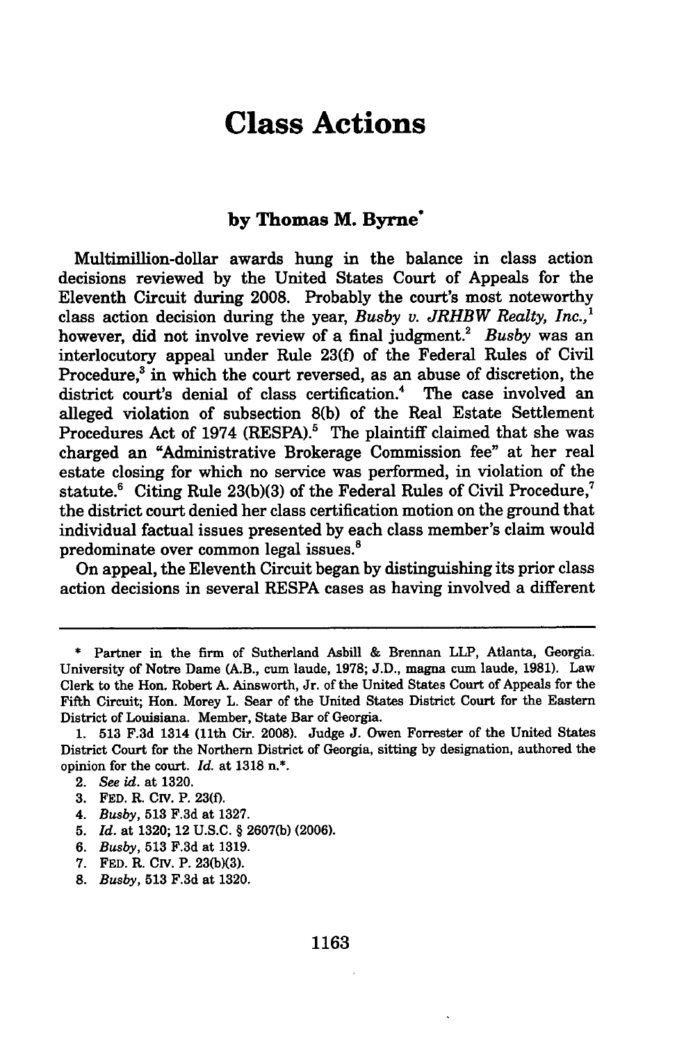# Class Actions

### by Thomas M. Byrne*

Multimillion-dollar awards hung in the balance in class action decisions reviewed by the United States Court of Appeals for the Eleventh Circuit during 2008. Probably the court's most noteworthy class action decision during the year, *Busby v. JRHBW Realty, Inc.*,[1] however, did not involve review of a final judgment.[2] *Busby* was an interlocutory appeal under Rule 23(f) of the Federal Rules of Civil Procedure,[3] in which the court reversed, as an abuse of discretion, the district court's denial of class certification.[4] The case involved an alleged violation of subsection 8(b) of the Real Estate Settlement Procedures Act of 1974 (RESPA).[5] The plaintiff claimed that she was charged an "Administrative Brokerage Commission fee" at her real estate closing for which no service was performed, in violation of the statute.[6] Citing Rule 23(b)(3) of the Federal Rules of Civil Procedure,[7] the district court denied her class certification motion on the ground that individual factual issues presented by each class member's claim would predominate over common legal issues.[8]

On appeal, the Eleventh Circuit began by distinguishing its prior class action decisions in several RESPA cases as having involved a different

---

\* Partner in the firm of Sutherland Asbill & Brennan LLP, Atlanta, Georgia. University of Notre Dame (A.B., cum laude, 1978; J.D., magna cum laude, 1981). Law Clerk to the Hon. Robert A. Ainsworth, Jr. of the United States Court of Appeals for the Fifth Circuit; Hon. Morey L. Sear of the United States District Court for the Eastern District of Louisiana. Member, State Bar of Georgia.

1. 513 F.3d 1314 (11th Cir. 2008). Judge J. Owen Forrester of the United States District Court for the Northern District of Georgia, sitting by designation, authored the opinion for the court. *Id.* at 1318 n.*.
2. *See id.* at 1320.
3. FED. R. CIV. P. 23(f).
4. *Busby*, 513 F.3d at 1327.
5. *Id.* at 1320; 12 U.S.C. § 2607(b) (2006).
6. *Busby*, 513 F.3d at 1319.
7. FED. R. CIV. P. 23(b)(3).
8. *Busby*, 513 F.3d at 1320.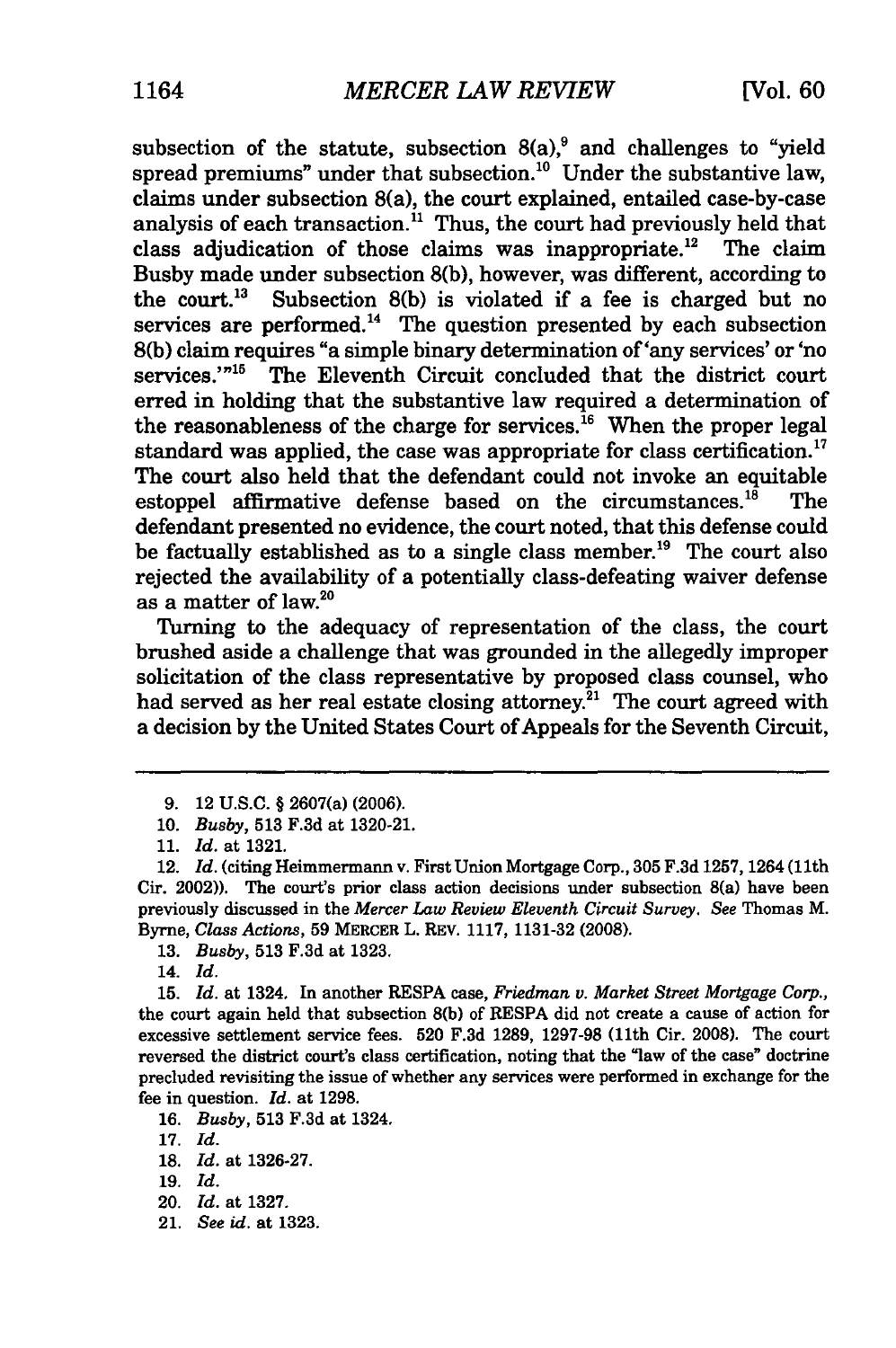subsection of the statute, subsection 8(a),[9] and challenges to "yield spread premiums" under that subsection.[10] Under the substantive law, claims under subsection 8(a), the court explained, entailed case-by-case analysis of each transaction.[11] Thus, the court had previously held that class adjudication of those claims was inappropriate.[12] The claim Busby made under subsection 8(b), however, was different, according to the court.[13] Subsection 8(b) is violated if a fee is charged but no services are performed.[14] The question presented by each subsection 8(b) claim requires "a simple binary determination of 'any services' or 'no services.'"[15] The Eleventh Circuit concluded that the district court erred in holding that the substantive law required a determination of the reasonableness of the charge for services.[16] When the proper legal standard was applied, the case was appropriate for class certification.[17] The court also held that the defendant could not invoke an equitable estoppel affirmative defense based on the circumstances.[18] The defendant presented no evidence, the court noted, that this defense could be factually established as to a single class member.[19] The court also rejected the availability of a potentially class-defeating waiver defense as a matter of law.[20]

Turning to the adequacy of representation of the class, the court brushed aside a challenge that was grounded in the allegedly improper solicitation of the class representative by proposed class counsel, who had served as her real estate closing attorney.[21] The court agreed with a decision by the United States Court of Appeals for the Seventh Circuit,

---

9. 12 U.S.C. § 2607(a) (2006).

10. *Busby*, 513 F.3d at 1320-21.

11. *Id.* at 1321.

12. *Id.* (citing Heimmermann v. First Union Mortgage Corp., 305 F.3d 1257, 1264 (11th Cir. 2002)). The court's prior class action decisions under subsection 8(a) have been previously discussed in the *Mercer Law Review Eleventh Circuit Survey*. *See* Thomas M. Byrne, *Class Actions*, 59 MERCER L. REV. 1117, 1131-32 (2008).

13. *Busby*, 513 F.3d at 1323.

14. *Id.*

15. *Id.* at 1324. In another RESPA case, *Friedman v. Market Street Mortgage Corp.*, the court again held that subsection 8(b) of RESPA did not create a cause of action for excessive settlement service fees. 520 F.3d 1289, 1297-98 (11th Cir. 2008). The court reversed the district court's class certification, noting that the "law of the case" doctrine precluded revisiting the issue of whether any services were performed in exchange for the fee in question. *Id.* at 1298.

16. *Busby*, 513 F.3d at 1324.

17. *Id.*

18. *Id.* at 1326-27.

19. *Id.*

20. *Id.* at 1327.

21. *See id.* at 1323.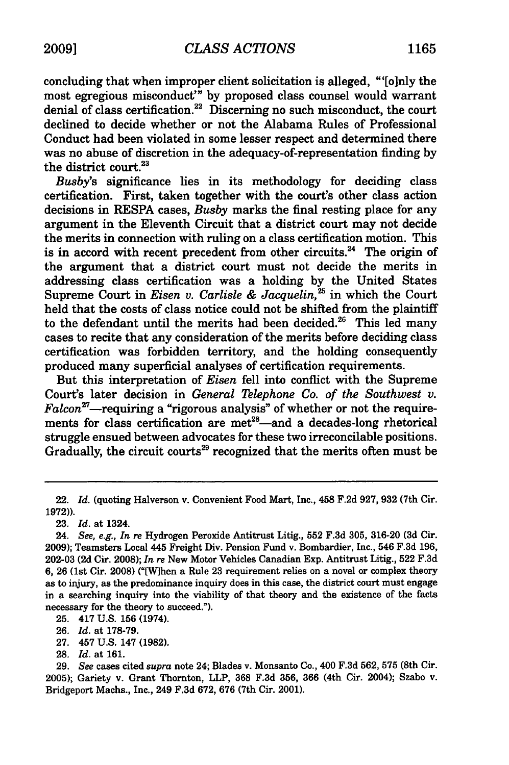concluding that when improper client solicitation is alleged, "'[o]nly the most egregious misconduct'" by proposed class counsel would warrant denial of class certification.[22] Discerning no such misconduct, the court declined to decide whether or not the Alabama Rules of Professional Conduct had been violated in some lesser respect and determined there was no abuse of discretion in the adequacy-of-representation finding by the district court.[23]

*Busby*'s significance lies in its methodology for deciding class certification. First, taken together with the court's other class action decisions in RESPA cases, *Busby* marks the final resting place for any argument in the Eleventh Circuit that a district court may not decide the merits in connection with ruling on a class certification motion. This is in accord with recent precedent from other circuits.[24] The origin of the argument that a district court must not decide the merits in addressing class certification was a holding by the United States Supreme Court in *Eisen v. Carlisle & Jacquelin*,[25] in which the Court held that the costs of class notice could not be shifted from the plaintiff to the defendant until the merits had been decided.[26] This led many cases to recite that any consideration of the merits before deciding class certification was forbidden territory, and the holding consequently produced many superficial analyses of certification requirements.

But this interpretation of *Eisen* fell into conflict with the Supreme Court's later decision in *General Telephone Co. of the Southwest v. Falcon*[27]—requiring a "rigorous analysis" of whether or not the requirements for class certification are met[28]—and a decades-long rhetorical struggle ensued between advocates for these two irreconcilable positions. Gradually, the circuit courts[29] recognized that the merits often must be

---

22. *Id.* (quoting Halverson v. Convenient Food Mart, Inc., 458 F.2d 927, 932 (7th Cir. 1972)).

23. *Id.* at 1324.

24. *See, e.g., In re* Hydrogen Peroxide Antitrust Litig., 552 F.3d 305, 316-20 (3d Cir. 2009); Teamsters Local 445 Freight Div. Pension Fund v. Bombardier, Inc., 546 F.3d 196, 202-03 (2d Cir. 2008); *In re* New Motor Vehicles Canadian Exp. Antitrust Litig., 522 F.3d 6, 26 (1st Cir. 2008) ("[W]hen a Rule 23 requirement relies on a novel or complex theory as to injury, as the predominance inquiry does in this case, the district court must engage in a searching inquiry into the viability of that theory and the existence of the facts necessary for the theory to succeed.").

25. 417 U.S. 156 (1974).

26. *Id.* at 178-79.

27. 457 U.S. 147 (1982).

28. *Id.* at 161.

29. *See* cases cited *supra* note 24; Blades v. Monsanto Co., 400 F.3d 562, 575 (8th Cir. 2005); Gariety v. Grant Thornton, LLP, 368 F.3d 356, 366 (4th Cir. 2004); Szabo v. Bridgeport Machs., Inc., 249 F.3d 672, 676 (7th Cir. 2001).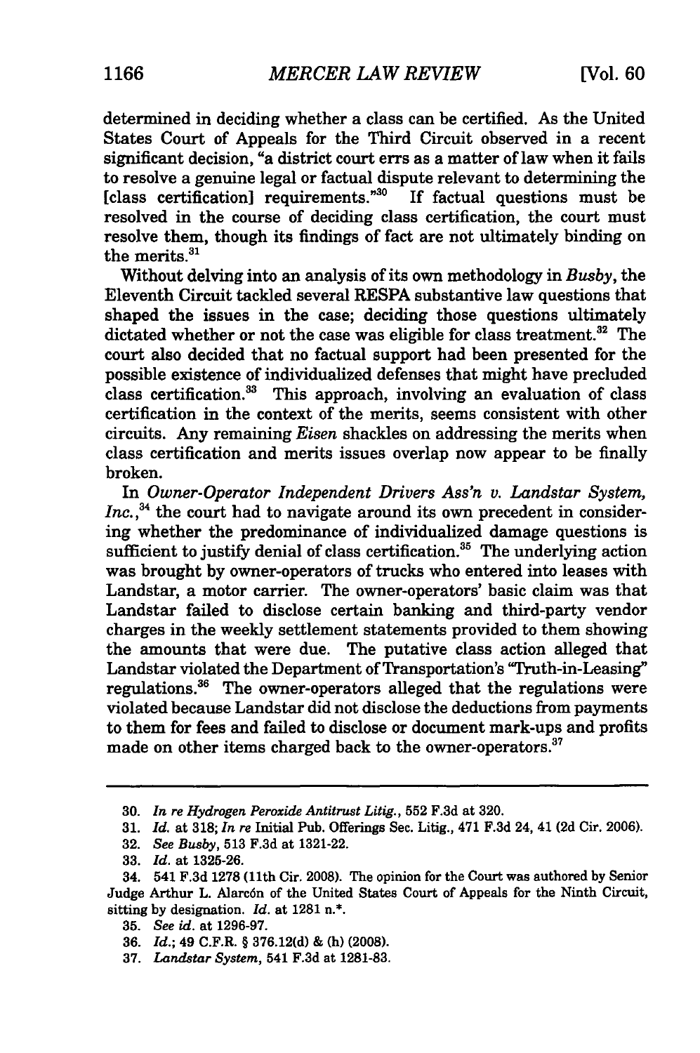determined in deciding whether a class can be certified. As the United States Court of Appeals for the Third Circuit observed in a recent significant decision, "a district court errs as a matter of law when it fails to resolve a genuine legal or factual dispute relevant to determining the [class certification] requirements."[30] If factual questions must be resolved in the course of deciding class certification, the court must resolve them, though its findings of fact are not ultimately binding on the merits.[31]

Without delving into an analysis of its own methodology in *Busby*, the Eleventh Circuit tackled several RESPA substantive law questions that shaped the issues in the case; deciding those questions ultimately dictated whether or not the case was eligible for class treatment.[32] The court also decided that no factual support had been presented for the possible existence of individualized defenses that might have precluded class certification.[33] This approach, involving an evaluation of class certification in the context of the merits, seems consistent with other circuits. Any remaining *Eisen* shackles on addressing the merits when class certification and merits issues overlap now appear to be finally broken.

In *Owner-Operator Independent Drivers Ass'n v. Landstar System, Inc.*,[34] the court had to navigate around its own precedent in considering whether the predominance of individualized damage questions is sufficient to justify denial of class certification.[35] The underlying action was brought by owner-operators of trucks who entered into leases with Landstar, a motor carrier. The owner-operators' basic claim was that Landstar failed to disclose certain banking and third-party vendor charges in the weekly settlement statements provided to them showing the amounts that were due. The putative class action alleged that Landstar violated the Department of Transportation's "Truth-in-Leasing" regulations.[36] The owner-operators alleged that the regulations were violated because Landstar did not disclose the deductions from payments to them for fees and failed to disclose or document mark-ups and profits made on other items charged back to the owner-operators.[37]

---

30. *In re Hydrogen Peroxide Antitrust Litig.*, 552 F.3d at 320.

31. *Id.* at 318; *In re* Initial Pub. Offerings Sec. Litig., 471 F.3d 24, 41 (2d Cir. 2006).

32. *See Busby*, 513 F.3d at 1321-22.

33. *Id.* at 1325-26.

34. 541 F.3d 1278 (11th Cir. 2008). The opinion for the Court was authored by Senior Judge Arthur L. Alarcón of the United States Court of Appeals for the Ninth Circuit, sitting by designation. *Id.* at 1281 n.*.

35. *See id.* at 1296-97.

36. *Id.*; 49 C.F.R. § 376.12(d) & (h) (2008).

37. *Landstar System*, 541 F.3d at 1281-83.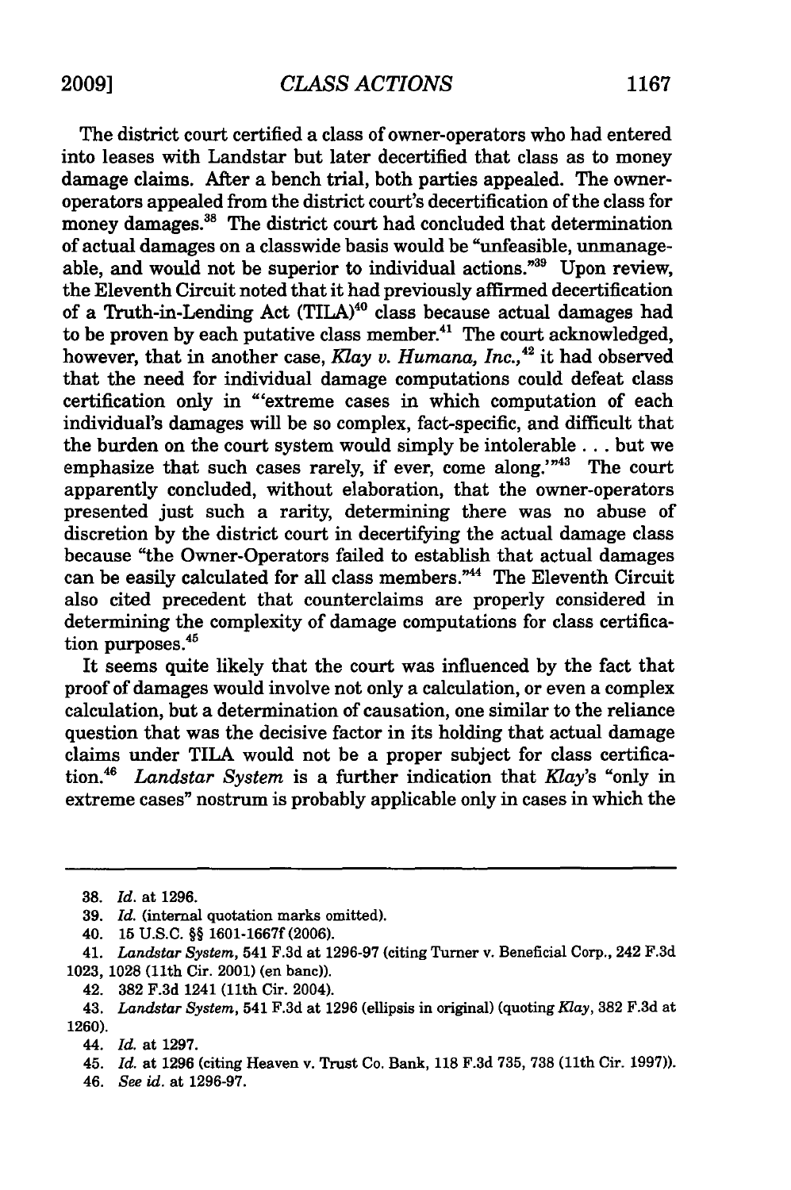The district court certified a class of owner-operators who had entered into leases with Landstar but later decertified that class as to money damage claims. After a bench trial, both parties appealed. The owner-operators appealed from the district court's decertification of the class for money damages.[38] The district court had concluded that determination of actual damages on a classwide basis would be "unfeasible, unmanageable, and would not be superior to individual actions."[39] Upon review, the Eleventh Circuit noted that it had previously affirmed decertification of a Truth-in-Lending Act (TILA)[40] class because actual damages had to be proven by each putative class member.[41] The court acknowledged, however, that in another case, *Klay v. Humana, Inc.*,[42] it had observed that the need for individual damage computations could defeat class certification only in "'extreme cases in which computation of each individual's damages will be so complex, fact-specific, and difficult that the burden on the court system would simply be intolerable . . . but we emphasize that such cases rarely, if ever, come along.'"[43] The court apparently concluded, without elaboration, that the owner-operators presented just such a rarity, determining there was no abuse of discretion by the district court in decertifying the actual damage class because "the Owner-Operators failed to establish that actual damages can be easily calculated for all class members."[44] The Eleventh Circuit also cited precedent that counterclaims are properly considered in determining the complexity of damage computations for class certification purposes.[45]

It seems quite likely that the court was influenced by the fact that proof of damages would involve not only a calculation, or even a complex calculation, but a determination of causation, one similar to the reliance question that was the decisive factor in its holding that actual damage claims under TILA would not be a proper subject for class certification.[46] *Landstar System* is a further indication that *Klay*'s "only in extreme cases" nostrum is probably applicable only in cases in which the

---

38. *Id.* at 1296.

39. *Id.* (internal quotation marks omitted).

40. 15 U.S.C. §§ 1601-1667f (2006).

41. *Landstar System*, 541 F.3d at 1296-97 (citing Turner v. Beneficial Corp., 242 F.3d 1023, 1028 (11th Cir. 2001) (en banc)).

42. 382 F.3d 1241 (11th Cir. 2004).

43. *Landstar System*, 541 F.3d at 1296 (ellipsis in original) (quoting *Klay*, 382 F.3d at 1260).

44. *Id.* at 1297.

45. *Id.* at 1296 (citing Heaven v. Trust Co. Bank, 118 F.3d 735, 738 (11th Cir. 1997)).

46. *See id.* at 1296-97.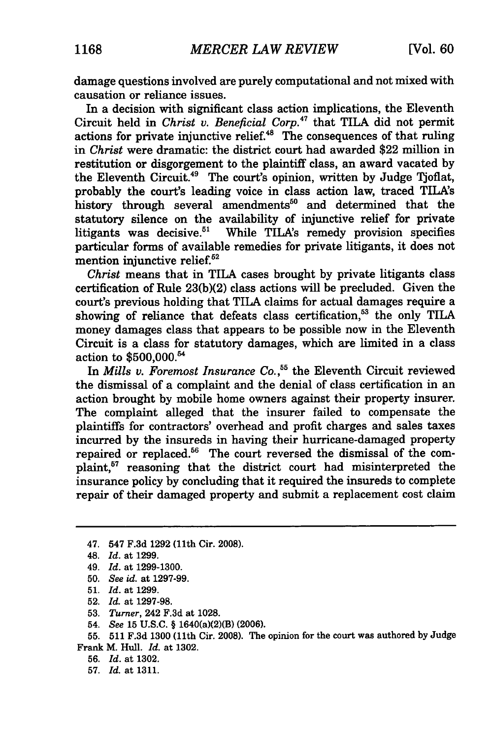damage questions involved are purely computational and not mixed with causation or reliance issues.

In a decision with significant class action implications, the Eleventh Circuit held in *Christ v. Beneficial Corp.*[47] that TILA did not permit actions for private injunctive relief.[48] The consequences of that ruling in *Christ* were dramatic: the district court had awarded $22 million in restitution or disgorgement to the plaintiff class, an award vacated by the Eleventh Circuit.[49] The court's opinion, written by Judge Tjoflat, probably the court's leading voice in class action law, traced TILA's history through several amendments[50] and determined that the statutory silence on the availability of injunctive relief for private litigants was decisive.[51] While TILA's remedy provision specifies particular forms of available remedies for private litigants, it does not mention injunctive relief.[52]

*Christ* means that in TILA cases brought by private litigants class certification of Rule 23(b)(2) class actions will be precluded. Given the court's previous holding that TILA claims for actual damages require a showing of reliance that defeats class certification,[53] the only TILA money damages class that appears to be possible now in the Eleventh Circuit is a class for statutory damages, which are limited in a class action to $500,000.[54]

In *Mills v. Foremost Insurance Co.*,[55] the Eleventh Circuit reviewed the dismissal of a complaint and the denial of class certification in an action brought by mobile home owners against their property insurer. The complaint alleged that the insurer failed to compensate the plaintiffs for contractors' overhead and profit charges and sales taxes incurred by the insureds in having their hurricane-damaged property repaired or replaced.[56] The court reversed the dismissal of the complaint,[57] reasoning that the district court had misinterpreted the insurance policy by concluding that it required the insureds to complete repair of their damaged property and submit a replacement cost claim

---

47. 547 F.3d 1292 (11th Cir. 2008).

48. *Id.* at 1299.

49. *Id.* at 1299-1300.

50. *See id.* at 1297-99.

51. *Id.* at 1299.

52. *Id.* at 1297-98.

53. *Turner*, 242 F.3d at 1028.

54. *See* 15 U.S.C. § 1640(a)(2)(B) (2006).

55. 511 F.3d 1300 (11th Cir. 2008). The opinion for the court was authored by Judge Frank M. Hull. *Id.* at 1302.

56. *Id.* at 1302.

57. *Id.* at 1311.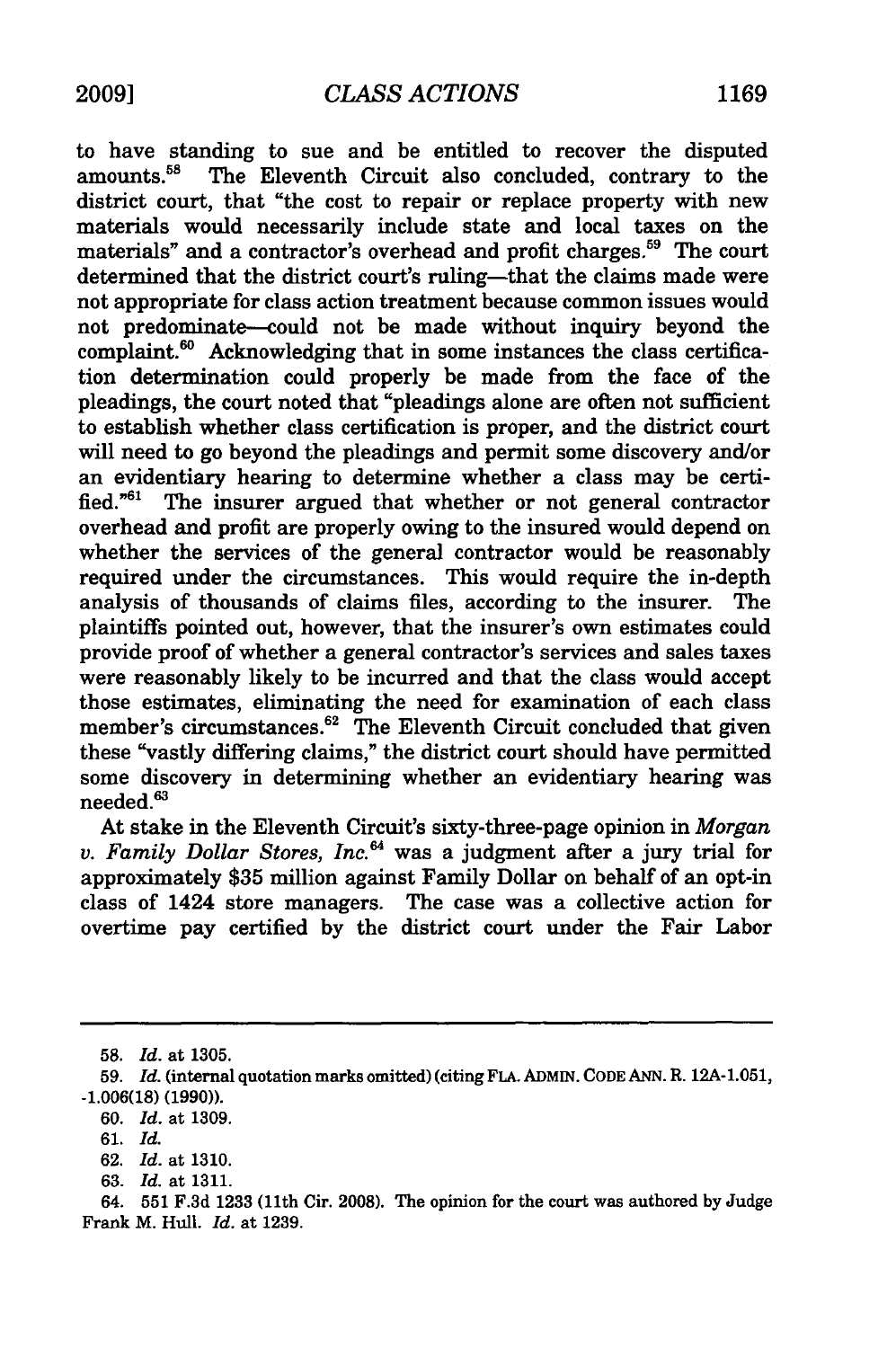to have standing to sue and be entitled to recover the disputed amounts.[58] The Eleventh Circuit also concluded, contrary to the district court, that "the cost to repair or replace property with new materials would necessarily include state and local taxes on the materials" and a contractor's overhead and profit charges.[59] The court determined that the district court's ruling—that the claims made were not appropriate for class action treatment because common issues would not predominate—could not be made without inquiry beyond the complaint.[60] Acknowledging that in some instances the class certification determination could properly be made from the face of the pleadings, the court noted that "pleadings alone are often not sufficient to establish whether class certification is proper, and the district court will need to go beyond the pleadings and permit some discovery and/or an evidentiary hearing to determine whether a class may be certified."[61] The insurer argued that whether or not general contractor overhead and profit are properly owing to the insured would depend on whether the services of the general contractor would be reasonably required under the circumstances. This would require the in-depth analysis of thousands of claims files, according to the insurer. The plaintiffs pointed out, however, that the insurer's own estimates could provide proof of whether a general contractor's services and sales taxes were reasonably likely to be incurred and that the class would accept those estimates, eliminating the need for examination of each class member's circumstances.[62] The Eleventh Circuit concluded that given these "vastly differing claims," the district court should have permitted some discovery in determining whether an evidentiary hearing was needed.[63]

At stake in the Eleventh Circuit's sixty-three-page opinion in *Morgan v. Family Dollar Stores, Inc.*[64] was a judgment after a jury trial for approximately $35 million against Family Dollar on behalf of an opt-in class of 1424 store managers. The case was a collective action for overtime pay certified by the district court under the Fair Labor

---

58. *Id.* at 1305.

59. *Id.* (internal quotation marks omitted) (citing FLA. ADMIN. CODE ANN. R. 12A-1.051, -1.006(18) (1990)).

60. *Id.* at 1309.

61. *Id.*

62. *Id.* at 1310.

63. *Id.* at 1311.

64. 551 F.3d 1233 (11th Cir. 2008). The opinion for the court was authored by Judge Frank M. Hull. *Id.* at 1239.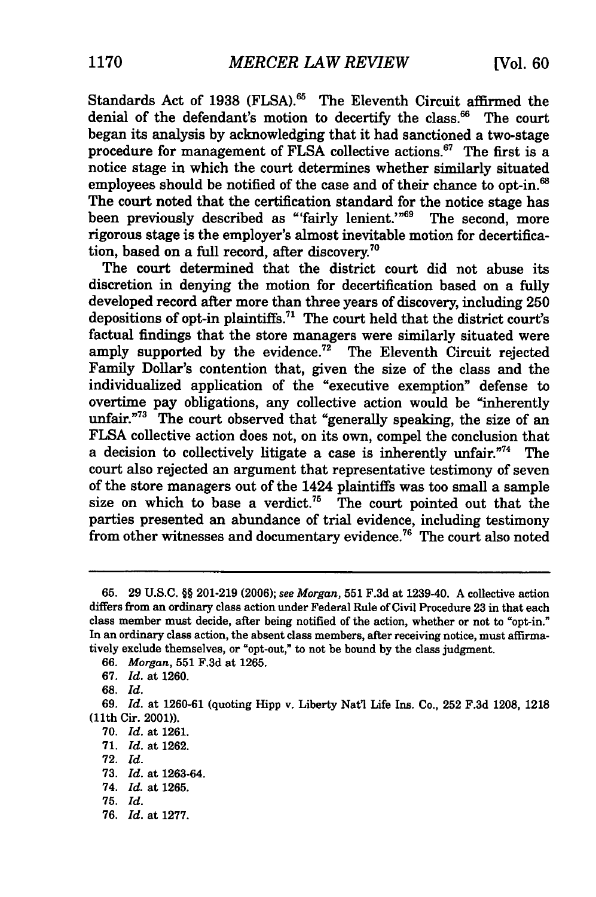Standards Act of 1938 (FLSA).[65] The Eleventh Circuit affirmed the denial of the defendant's motion to decertify the class.[66] The court began its analysis by acknowledging that it had sanctioned a two-stage procedure for management of FLSA collective actions.[67] The first is a notice stage in which the court determines whether similarly situated employees should be notified of the case and of their chance to opt-in.[68] The court noted that the certification standard for the notice stage has been previously described as "'fairly lenient.'"[69] The second, more rigorous stage is the employer's almost inevitable motion for decertification, based on a full record, after discovery.[70]

The court determined that the district court did not abuse its discretion in denying the motion for decertification based on a fully developed record after more than three years of discovery, including 250 depositions of opt-in plaintiffs.[71] The court held that the district court's factual findings that the store managers were similarly situated were amply supported by the evidence.[72] The Eleventh Circuit rejected Family Dollar's contention that, given the size of the class and the individualized application of the "executive exemption" defense to overtime pay obligations, any collective action would be "inherently unfair."[73] The court observed that "generally speaking, the size of an FLSA collective action does not, on its own, compel the conclusion that a decision to collectively litigate a case is inherently unfair."[74] The court also rejected an argument that representative testimony of seven of the store managers out of the 1424 plaintiffs was too small a sample size on which to base a verdict.[75] The court pointed out that the parties presented an abundance of trial evidence, including testimony from other witnesses and documentary evidence.[76] The court also noted

---

65. 29 U.S.C. §§ 201-219 (2006); *see Morgan*, 551 F.3d at 1239-40. A collective action differs from an ordinary class action under Federal Rule of Civil Procedure 23 in that each class member must decide, after being notified of the action, whether or not to "opt-in." In an ordinary class action, the absent class members, after receiving notice, must affirmatively exclude themselves, or "opt-out," to not be bound by the class judgment.

66. *Morgan*, 551 F.3d at 1265.

67. *Id.* at 1260.

68. *Id.*

69. *Id.* at 1260-61 (quoting Hipp v. Liberty Nat'l Life Ins. Co., 252 F.3d 1208, 1218 (11th Cir. 2001)).

70. *Id.* at 1261.

71. *Id.* at 1262.

72. *Id.*

73. *Id.* at 1263-64.

74. *Id.* at 1265.

75. *Id.*

76. *Id.* at 1277.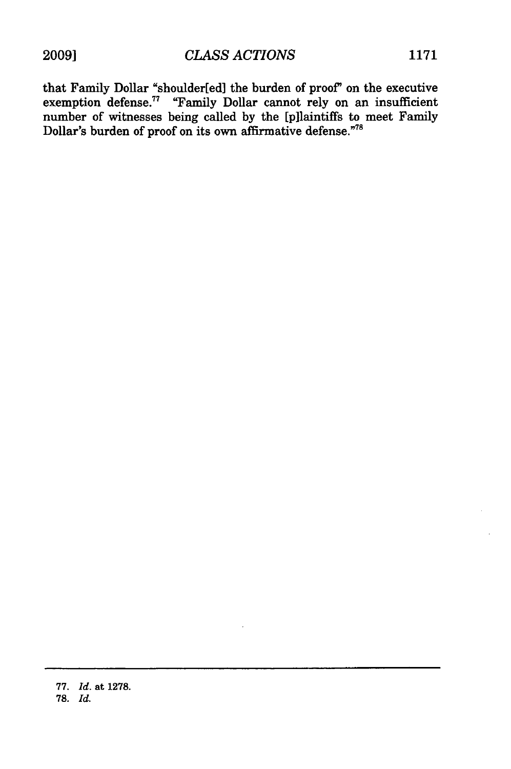that Family Dollar "shoulder[ed] the burden of proof" on the executive exemption defense.[77] "Family Dollar cannot rely on an insufficient number of witnesses being called by the [p]laintiffs to meet Family Dollar's burden of proof on its own affirmative defense."[78]

---

77. *Id.* at 1278.
78. *Id.*